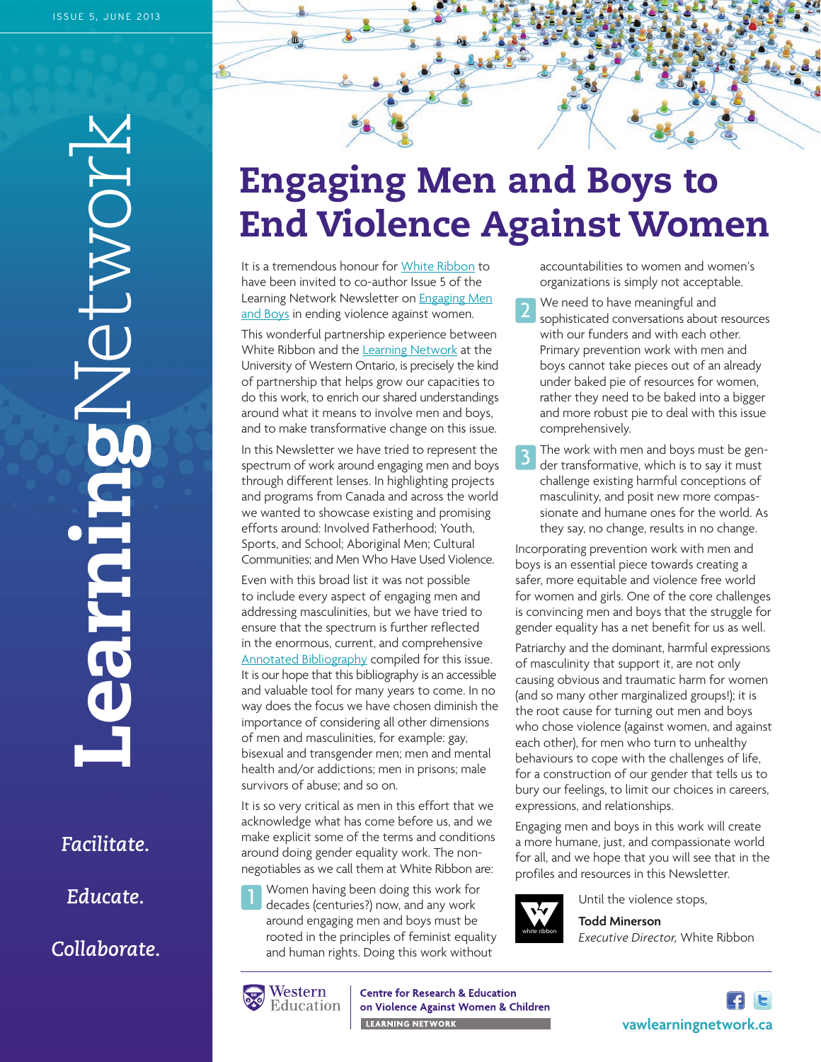# Engaging Men and Boys to End Violence Against Women

It is a tremendous honour for White Ribbon to have been invited to co-author Issue 5 of the Learning Network Newsletter on Engaging Men and Boys in ending violence against women.

This wonderful partnership experience between White Ribbon and the Learning Network at the University of Western Ontario, is precisely the kind of partnership that helps grow our capacities to do this work, to enrich our shared understandings around what it means to involve men and boys, and to make transformative change on this issue.

In this Newsletter we have tried to represent the spectrum of work around engaging men and boys through different lenses. In highlighting projects and programs from Canada and across the world we wanted to showcase existing and promising efforts around: Involved Fatherhood; Youth, Sports, and School; Aboriginal Men; Cultural Communities; and Men Who Have Used Violence.

Even with this broad list it was not possible to include every aspect of engaging men and addressing masculinities, but we have tried to ensure that the spectrum is further reflected in the enormous, current, and comprehensive Annotated Bibliography compiled for this issue. It is our hope that this bibliography is an accessible and valuable tool for many years to come. In no way does the focus we have chosen diminish the importance of considering all other dimensions of men and masculinities, for example: gay, bisexual and transgender men; men and mental health and/or addictions; men in prisons; male survivors of abuse; and so on.

It is so very critical as men in this effort that we acknowledge what has come before us, and we make explicit some of the terms and conditions around doing gender equality work. The non-negotiables as we call them at White Ribbon are:

1. Women having been doing this work for decades (centuries?) now, and any work around engaging men and boys must be rooted in the principles of feminist equality and human rights. Doing this work without accountabilities to women and women's organizations is simply not acceptable.
2. We need to have meaningful and sophisticated conversations about resources with our funders and with each other. Primary prevention work with men and boys cannot take pieces out of an already under baked pie of resources for women, rather they need to be baked into a bigger and more robust pie to deal with this issue comprehensively.
3. The work with men and boys must be gender transformative, which is to say it must challenge existing harmful conceptions of masculinity, and posit new more compassionate and humane ones for the world. As they say, no change, results in no change.

Incorporating prevention work with men and boys is an essential piece towards creating a safer, more equitable and violence free world for women and girls. One of the core challenges is convincing men and boys that the struggle for gender equality has a net benefit for us as well.

Patriarchy and the dominant, harmful expressions of masculinity that support it, are not only causing obvious and traumatic harm for women (and so many other marginalized groups!); it is the root cause for turning out men and boys who chose violence (against women, and against each other), for men who turn to unhealthy behaviours to cope with the challenges of life, for a construction of our gender that tells us to bury our feelings, to limit our choices in careers, expressions, and relationships.

Engaging men and boys in this work will create a more humane, just, and compassionate world for all, and we hope that you will see that in the profiles and resources in this Newsletter.

Until the violence stops,

**Todd Minerson**
*Executive Director,* White Ribbon

*Facilitate.*

*Educate.*

*Collaborate.*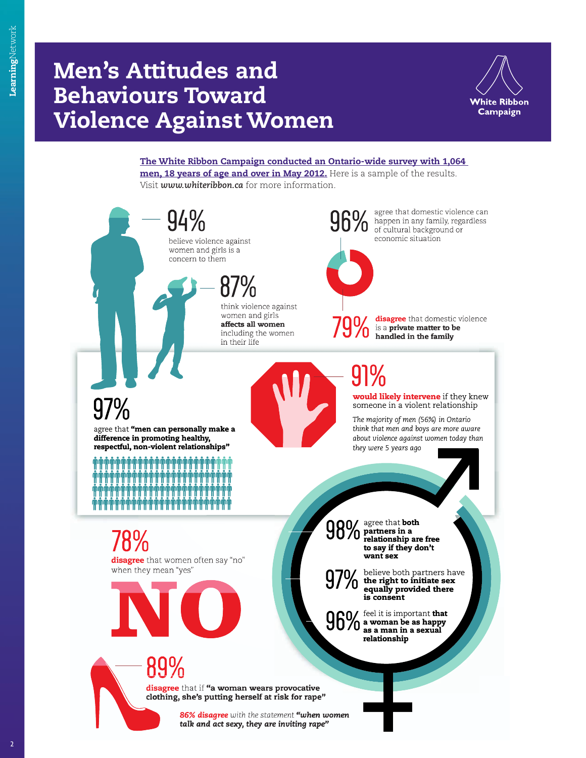# Men's Attitudes and Behaviours Toward Violence Against Women

White Ribbon Campaign

**The White Ribbon Campaign conducted an Ontario-wide survey with 1,064 men, 18 years of age and over in May 2012.** Here is a sample of the results. Visit ***www.whiteribbon.ca*** for more information.

**94%** believe violence against women and girls is a concern to them

**87%** think violence against women and girls **affects all women** including the women in their life

**96%** agree that domestic violence can happen in any family, regardless of cultural background or economic situation

**79%** **disagree** that domestic violence is a **private matter to be handled in the family**

**97%** agree that **"men can personally make a difference in promoting healthy, respectful, non-violent relationships"**

**91%** **would likely intervene** if they knew someone in a violent relationship

*The majority of men (56%) in Ontario think that men and boys are more aware about violence against women today than they were 5 years ago*

**78%** **disagree** that women often say "no" when they mean "yes"

NO

**98%** agree that **both partners in a relationship are free to say if they don't want sex**

**97%** believe both partners have **the right to initiate sex equally provided there is consent**

**96%** feel it is important **that a woman be as happy as a man in a sexual relationship**

**89%** **disagree** that if **"a woman wears provocative clothing, she's putting herself at risk for rape"**

***86% disagree*** *with the statement* ***"when women talk and act sexy, they are inviting rape"***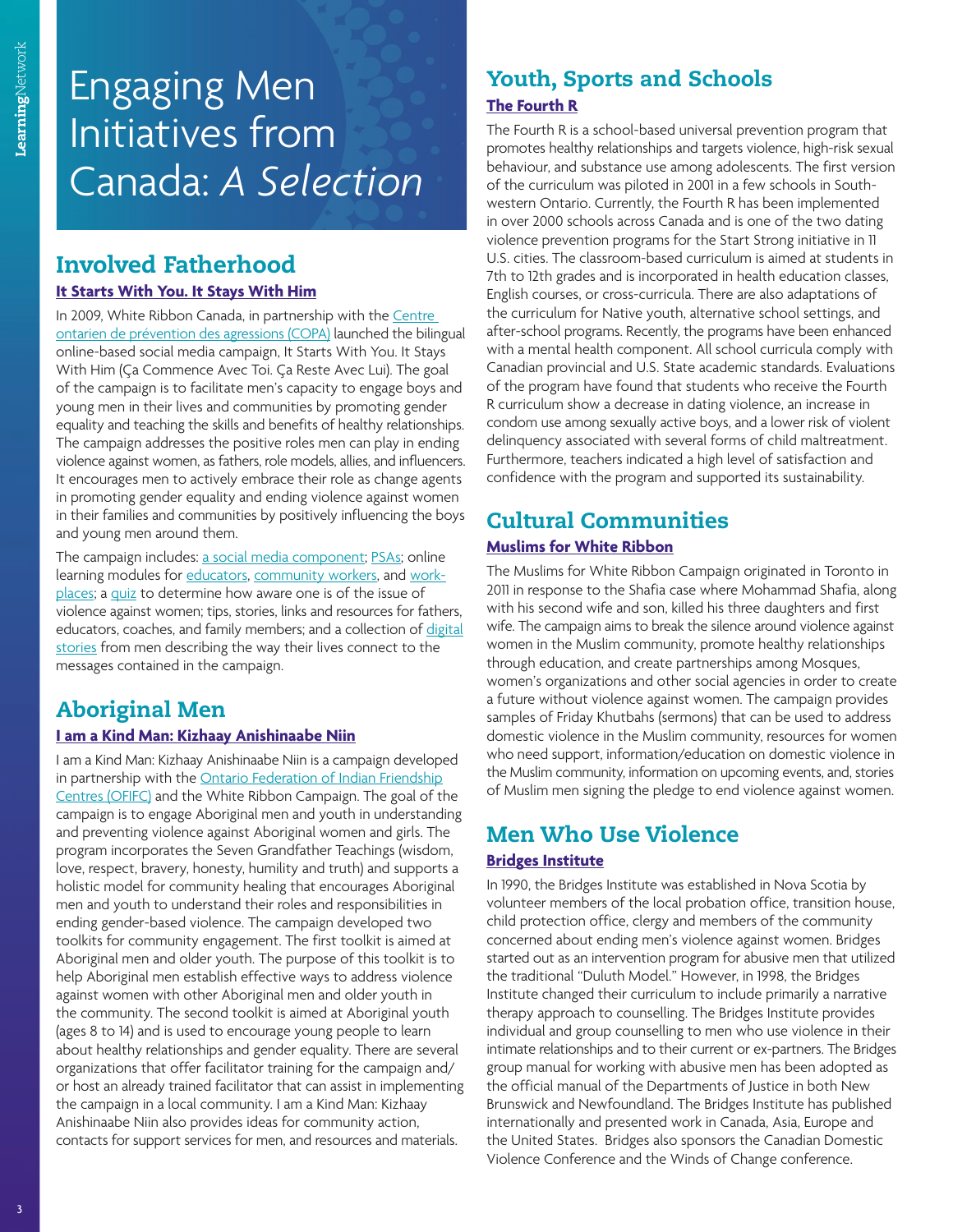# Engaging Men Initiatives from Canada: *A Selection*

## Involved Fatherhood

### It Starts With You. It Stays With Him

In 2009, White Ribbon Canada, in partnership with the Centre ontarien de prévention des agressions (COPA) launched the bilingual online-based social media campaign, It Starts With You. It Stays With Him (Ça Commence Avec Toi. Ça Reste Avec Lui). The goal of the campaign is to facilitate men's capacity to engage boys and young men in their lives and communities by promoting gender equality and teaching the skills and benefits of healthy relationships. The campaign addresses the positive roles men can play in ending violence against women, as fathers, role models, allies, and influencers. It encourages men to actively embrace their role as change agents in promoting gender equality and ending violence against women in their families and communities by positively influencing the boys and young men around them.

The campaign includes: a social media component; PSAs; online learning modules for educators, community workers, and workplaces; a quiz to determine how aware one is of the issue of violence against women; tips, stories, links and resources for fathers, educators, coaches, and family members; and a collection of digital stories from men describing the way their lives connect to the messages contained in the campaign.

## Aboriginal Men

### I am a Kind Man: Kizhaay Anishinaabe Niin

I am a Kind Man: Kizhaay Anishinaabe Niin is a campaign developed in partnership with the Ontario Federation of Indian Friendship Centres (OFIFC) and the White Ribbon Campaign. The goal of the campaign is to engage Aboriginal men and youth in understanding and preventing violence against Aboriginal women and girls. The program incorporates the Seven Grandfather Teachings (wisdom, love, respect, bravery, honesty, humility and truth) and supports a holistic model for community healing that encourages Aboriginal men and youth to understand their roles and responsibilities in ending gender-based violence. The campaign developed two toolkits for community engagement. The first toolkit is aimed at Aboriginal men and older youth. The purpose of this toolkit is to help Aboriginal men establish effective ways to address violence against women with other Aboriginal men and older youth in the community. The second toolkit is aimed at Aboriginal youth (ages 8 to 14) and is used to encourage young people to learn about healthy relationships and gender equality. There are several organizations that offer facilitator training for the campaign and/or host an already trained facilitator that can assist in implementing the campaign in a local community. I am a Kind Man: Kizhaay Anishinaabe Niin also provides ideas for community action, contacts for support services for men, and resources and materials.

## Youth, Sports and Schools

### The Fourth R

The Fourth R is a school-based universal prevention program that promotes healthy relationships and targets violence, high-risk sexual behaviour, and substance use among adolescents. The first version of the curriculum was piloted in 2001 in a few schools in South-western Ontario. Currently, the Fourth R has been implemented in over 2000 schools across Canada and is one of the two dating violence prevention programs for the Start Strong initiative in 11 U.S. cities. The classroom-based curriculum is aimed at students in 7th to 12th grades and is incorporated in health education classes, English courses, or cross-curricula. There are also adaptations of the curriculum for Native youth, alternative school settings, and after-school programs. Recently, the programs have been enhanced with a mental health component. All school curricula comply with Canadian provincial and U.S. State academic standards. Evaluations of the program have found that students who receive the Fourth R curriculum show a decrease in dating violence, an increase in condom use among sexually active boys, and a lower risk of violent delinquency associated with several forms of child maltreatment. Furthermore, teachers indicated a high level of satisfaction and confidence with the program and supported its sustainability.

## Cultural Communities

### Muslims for White Ribbon

The Muslims for White Ribbon Campaign originated in Toronto in 2011 in response to the Shafia case where Mohammad Shafia, along with his second wife and son, killed his three daughters and first wife. The campaign aims to break the silence around violence against women in the Muslim community, promote healthy relationships through education, and create partnerships among Mosques, women's organizations and other social agencies in order to create a future without violence against women. The campaign provides samples of Friday Khutbahs (sermons) that can be used to address domestic violence in the Muslim community, resources for women who need support, information/education on domestic violence in the Muslim community, information on upcoming events, and, stories of Muslim men signing the pledge to end violence against women.

## Men Who Use Violence

### Bridges Institute

In 1990, the Bridges Institute was established in Nova Scotia by volunteer members of the local probation office, transition house, child protection office, clergy and members of the community concerned about ending men's violence against women. Bridges started out as an intervention program for abusive men that utilized the traditional "Duluth Model." However, in 1998, the Bridges Institute changed their curriculum to include primarily a narrative therapy approach to counselling. The Bridges Institute provides individual and group counselling to men who use violence in their intimate relationships and to their current or ex-partners. The Bridges group manual for working with abusive men has been adopted as the official manual of the Departments of Justice in both New Brunswick and Newfoundland. The Bridges Institute has published internationally and presented work in Canada, Asia, Europe and the United States. Bridges also sponsors the Canadian Domestic Violence Conference and the Winds of Change conference.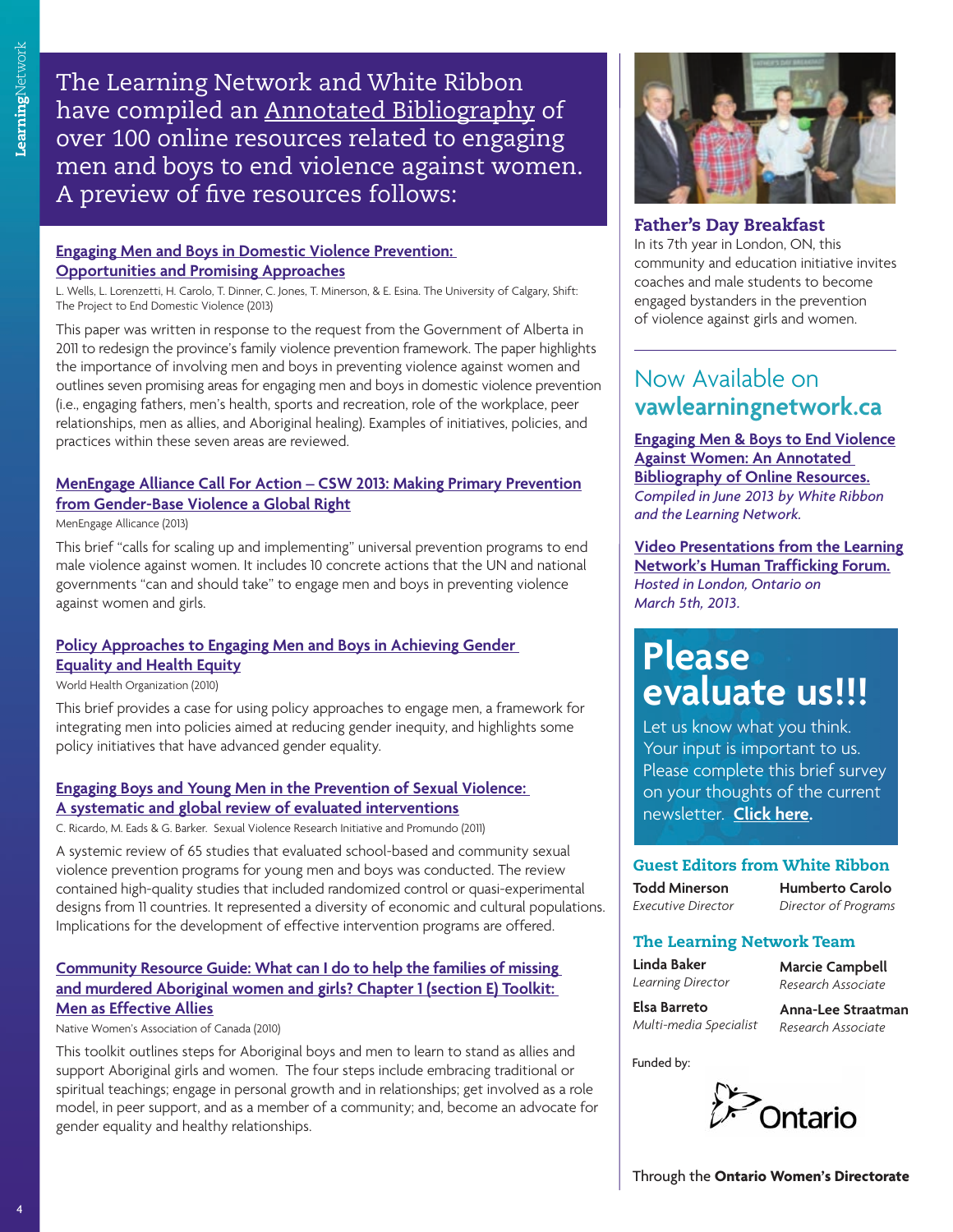The Learning Network and White Ribbon have compiled an Annotated Bibliography of over 100 online resources related to engaging men and boys to end violence against women. A preview of five resources follows:

### Engaging Men and Boys in Domestic Violence Prevention: Opportunities and Promising Approaches

L. Wells, L. Lorenzetti, H. Carolo, T. Dinner, C. Jones, T. Minerson, & E. Esina. The University of Calgary, Shift: The Project to End Domestic Violence (2013)

This paper was written in response to the request from the Government of Alberta in 2011 to redesign the province's family violence prevention framework. The paper highlights the importance of involving men and boys in preventing violence against women and outlines seven promising areas for engaging men and boys in domestic violence prevention (i.e., engaging fathers, men's health, sports and recreation, role of the workplace, peer relationships, men as allies, and Aboriginal healing). Examples of initiatives, policies, and practices within these seven areas are reviewed.

### MenEngage Alliance Call For Action – CSW 2013: Making Primary Prevention from Gender-Base Violence a Global Right

MenEngage Allicance (2013)

This brief "calls for scaling up and implementing" universal prevention programs to end male violence against women. It includes 10 concrete actions that the UN and national governments "can and should take" to engage men and boys in preventing violence against women and girls.

### Policy Approaches to Engaging Men and Boys in Achieving Gender Equality and Health Equity

World Health Organization (2010)

This brief provides a case for using policy approaches to engage men, a framework for integrating men into policies aimed at reducing gender inequity, and highlights some policy initiatives that have advanced gender equality.

### Engaging Boys and Young Men in the Prevention of Sexual Violence: A systematic and global review of evaluated interventions

C. Ricardo, M. Eads & G. Barker. Sexual Violence Research Initiative and Promundo (2011)

A systemic review of 65 studies that evaluated school-based and community sexual violence prevention programs for young men and boys was conducted. The review contained high-quality studies that included randomized control or quasi-experimental designs from 11 countries. It represented a diversity of economic and cultural populations. Implications for the development of effective intervention programs are offered.

### Community Resource Guide: What can I do to help the families of missing and murdered Aboriginal women and girls? Chapter 1 (section E) Toolkit: Men as Effective Allies

Native Women's Association of Canada (2010)

This toolkit outlines steps for Aboriginal boys and men to learn to stand as allies and support Aboriginal girls and women. The four steps include embracing traditional or spiritual teachings; engage in personal growth and in relationships; get involved as a role model, in peer support, and as a member of a community; and, become an advocate for gender equality and healthy relationships.

### Father's Day Breakfast

In its 7th year in London, ON, this community and education initiative invites coaches and male students to become engaged bystanders in the prevention of violence against girls and women.

## Now Available on vawlearningnetwork.ca

**Engaging Men & Boys to End Violence Against Women: An Annotated Bibliography of Online Resources.**
*Compiled in June 2013 by White Ribbon and the Learning Network.*

**Video Presentations from the Learning Network's Human Trafficking Forum.**
*Hosted in London, Ontario on March 5th, 2013.*

## Please evaluate us!!!

Let us know what you think. Your input is important to us. Please complete this brief survey on your thoughts of the current newsletter. **Click here.**

### Guest Editors from White Ribbon

**Todd Minerson**
*Executive Director*

**Humberto Carolo**
*Director of Programs*

### The Learning Network Team

**Linda Baker**
*Learning Director*

**Marcie Campbell**
*Research Associate*

**Elsa Barreto**
*Multi-media Specialist*

**Anna-Lee Straatman**
*Research Associate*

Funded by:

Ontario

Through the **Ontario Women's Directorate**